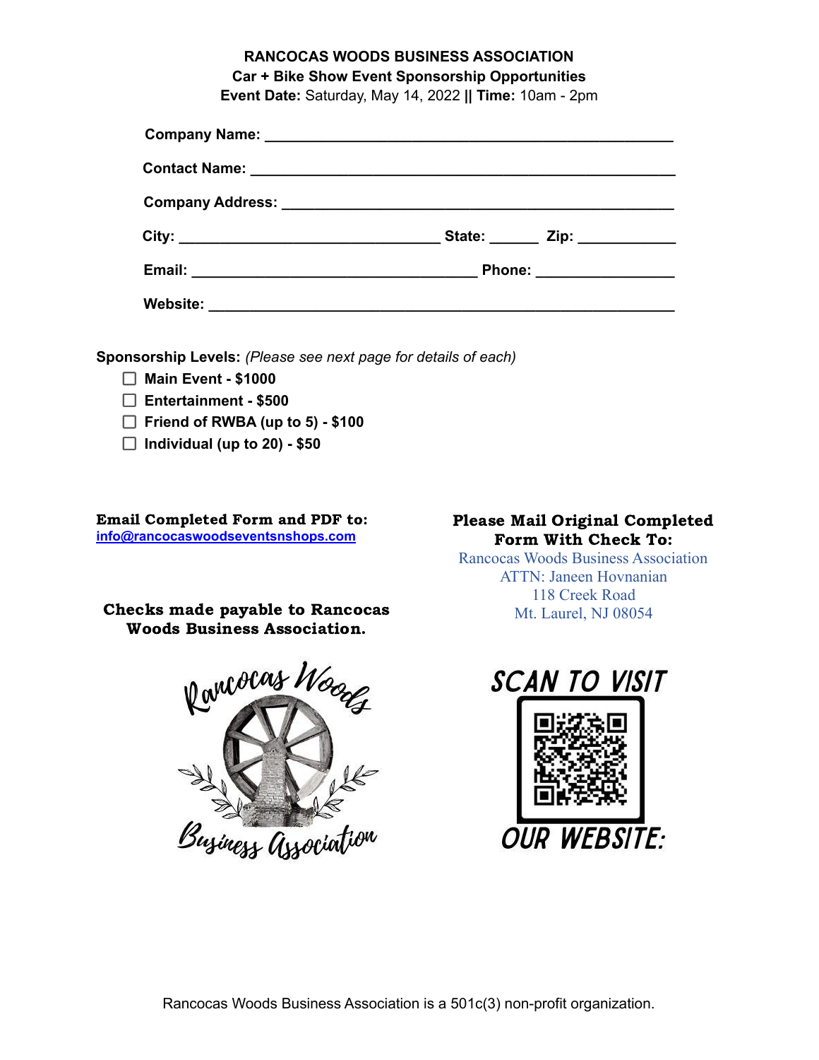# RANCOCAS WOODS BUSINESS ASSOCIATION

## Car + Bike Show Event Sponsorship Opportunities

**Event Date:** Saturday, May 14, 2022 **||** **Time:** 10am - 2pm

**Company Name:** ____________________________________________

**Contact Name:** ____________________________________________

**Company Address:** ____________________________________________

**City:** ______________________ **State:** ______ **Zip:** __________

**Email:** ______________________________ **Phone:** ______________

**Website:** ____________________________________________

**Sponsorship Levels:** *(Please see next page for details of each)*

- ☐ **Main Event - $1000**
- ☐ **Entertainment - $500**
- ☐ **Friend of RWBA (up to 5) - $100**
- ☐ **Individual (up to 20) - $50**

**Email Completed Form and PDF to:**
info@rancocaswoodseventsnshops.com

**Checks made payable to Rancocas Woods Business Association.**

**Please Mail Original Completed Form With Check To:**

Rancocas Woods Business Association
ATTN: Janeen Hovnanian
118 Creek Road
Mt. Laurel, NJ 08054

SCAN TO VISIT OUR WEBSITE:

Rancocas Woods Business Association is a 501c(3) non-profit organization.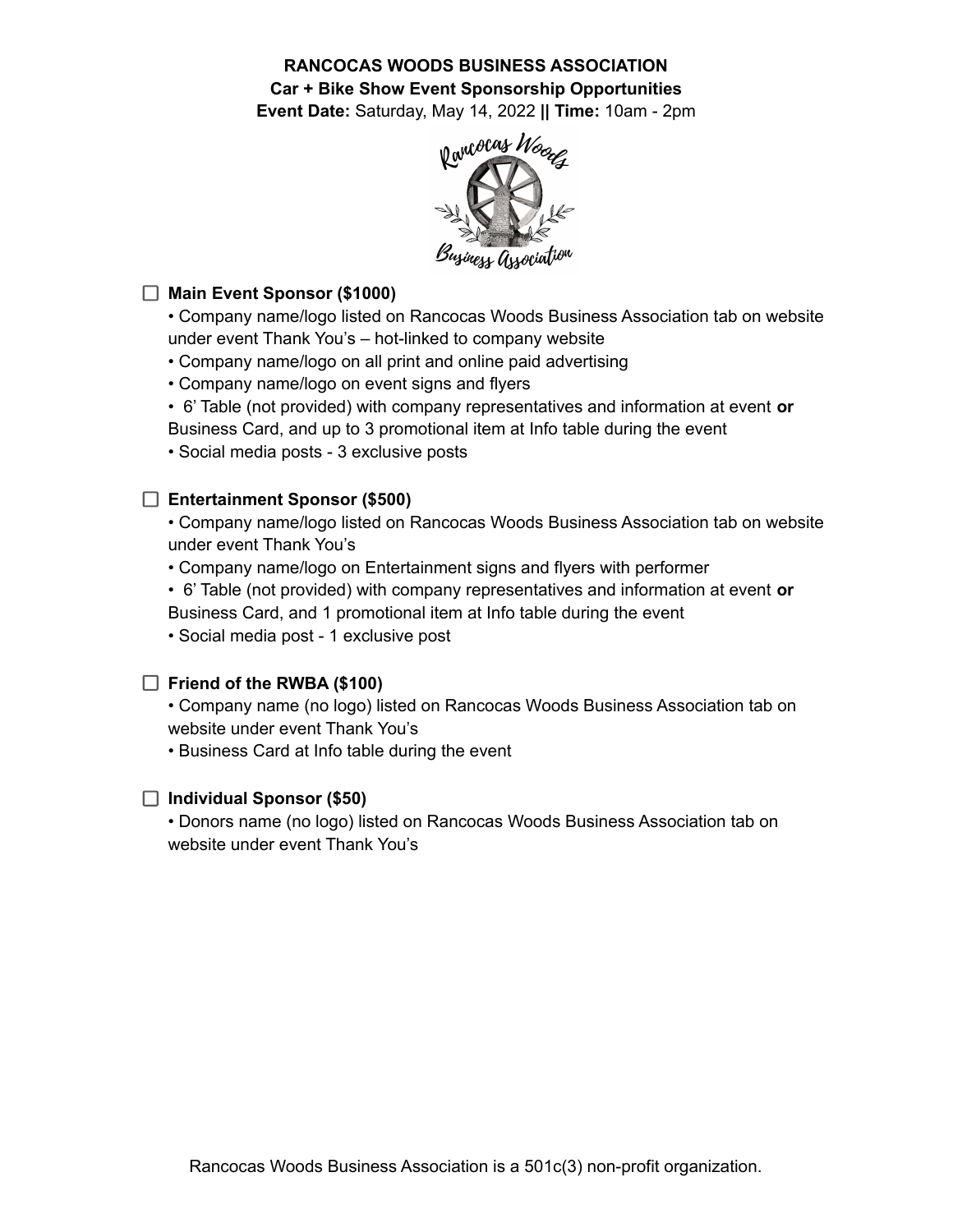**RANCOCAS WOODS BUSINESS ASSOCIATION**

**Car + Bike Show Event Sponsorship Opportunities**

**Event Date:** Saturday, May 14, 2022 **||** **Time:** 10am - 2pm

- [ ] **Main Event Sponsor ($1000)**
  - • Company name/logo listed on Rancocas Woods Business Association tab on website under event Thank You's – hot-linked to company website
  - • Company name/logo on all print and online paid advertising
  - • Company name/logo on event signs and flyers
  - • 6' Table (not provided) with company representatives and information at event **or** Business Card, and up to 3 promotional item at Info table during the event
  - • Social media posts - 3 exclusive posts

- [ ] **Entertainment Sponsor ($500)**
  - • Company name/logo listed on Rancocas Woods Business Association tab on website under event Thank You's
  - • Company name/logo on Entertainment signs and flyers with performer
  - • 6' Table (not provided) with company representatives and information at event **or** Business Card, and 1 promotional item at Info table during the event
  - • Social media post - 1 exclusive post

- [ ] **Friend of the RWBA ($100)**
  - • Company name (no logo) listed on Rancocas Woods Business Association tab on website under event Thank You's
  - • Business Card at Info table during the event

- [ ] **Individual Sponsor ($50)**
  - • Donors name (no logo) listed on Rancocas Woods Business Association tab on website under event Thank You's

Rancocas Woods Business Association is a 501c(3) non-profit organization.